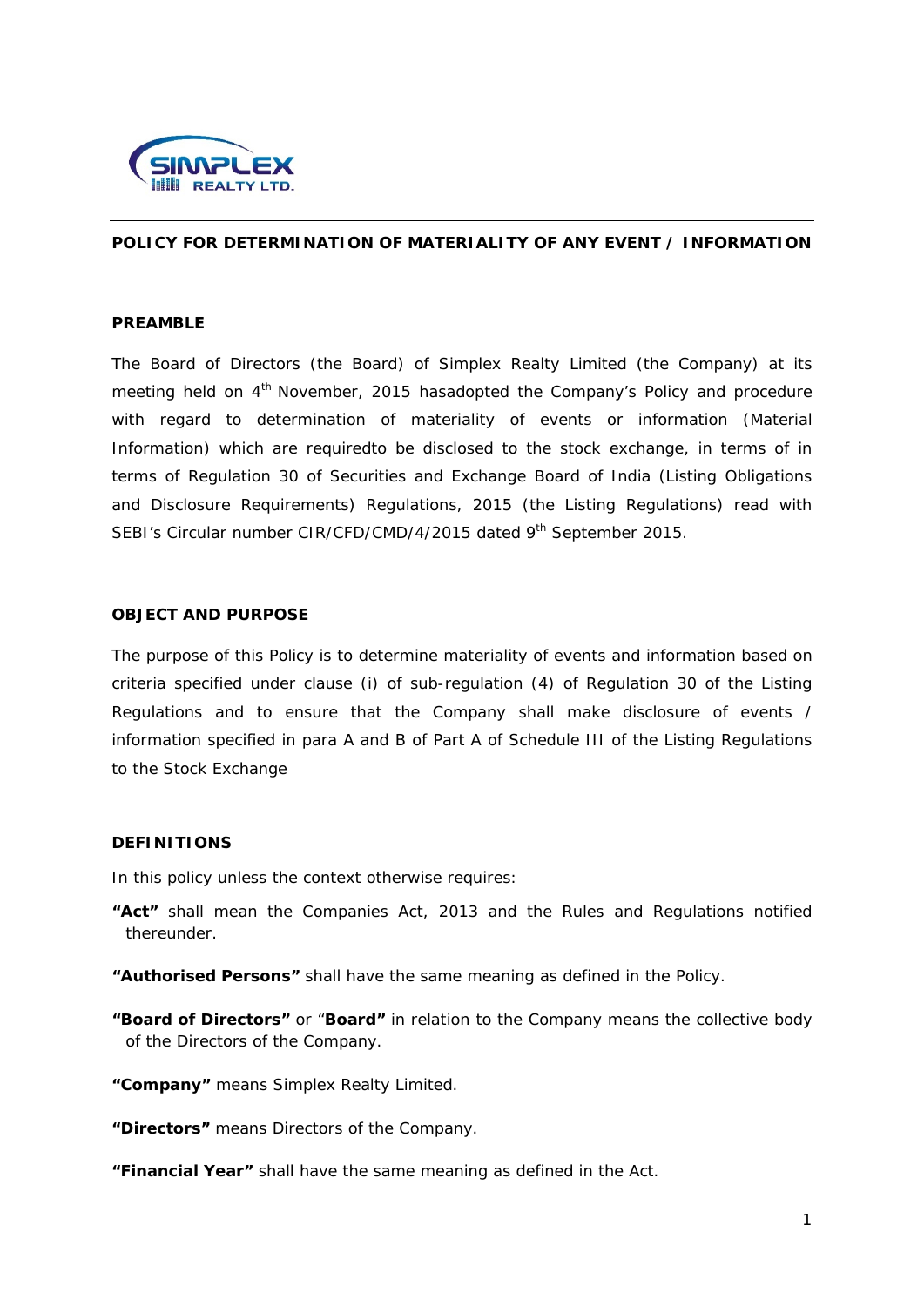## POLICY FOR DETERMINATION OF MATERIALITY OF ANY EVENT / INFORMATION

### PREAMBLE

The Board of Directors (the Board) of Simplex Realty Limited (the Company) at its meeting held on 4th November, 2015 hasadopted the Company's Policy and procedure with regard to determination of materiality of events or information (Material Information) which are requiredto be disclosed to the stock exchange, in terms of in terms of Regulation 30 of Securities and Exchange Board of India (Listing Obligations and Disclosure Requirements) Regulations, 2015 (the Listing Regulations) read with SEBI's Circular number CIR/CFD/CMD/4/2015 dated 9th September 2015.

### OBJECT AND PURPOSE

The purpose of this Policy is to determine materiality of events and information based on criteria specified under clause (i) of sub-regulation (4) of Regulation 30 of the Listing Regulations and to ensure that the Company shall make disclosure of events / information specified in para A and B of Part A of Schedule III of the Listing Regulations to the Stock Exchange

### DEFINITIONS

In this policy unless the context otherwise requires:

**"Act"** shall mean the Companies Act, 2013 and the Rules and Regulations notified thereunder.

**"Authorised Persons"** shall have the same meaning as defined in the Policy.

**"Board of Directors"** or "**Board"** in relation to the Company means the collective body of the Directors of the Company.

**"Company"** means Simplex Realty Limited.

**"Directors"** means Directors of the Company.

**"Financial Year"** shall have the same meaning as defined in the Act.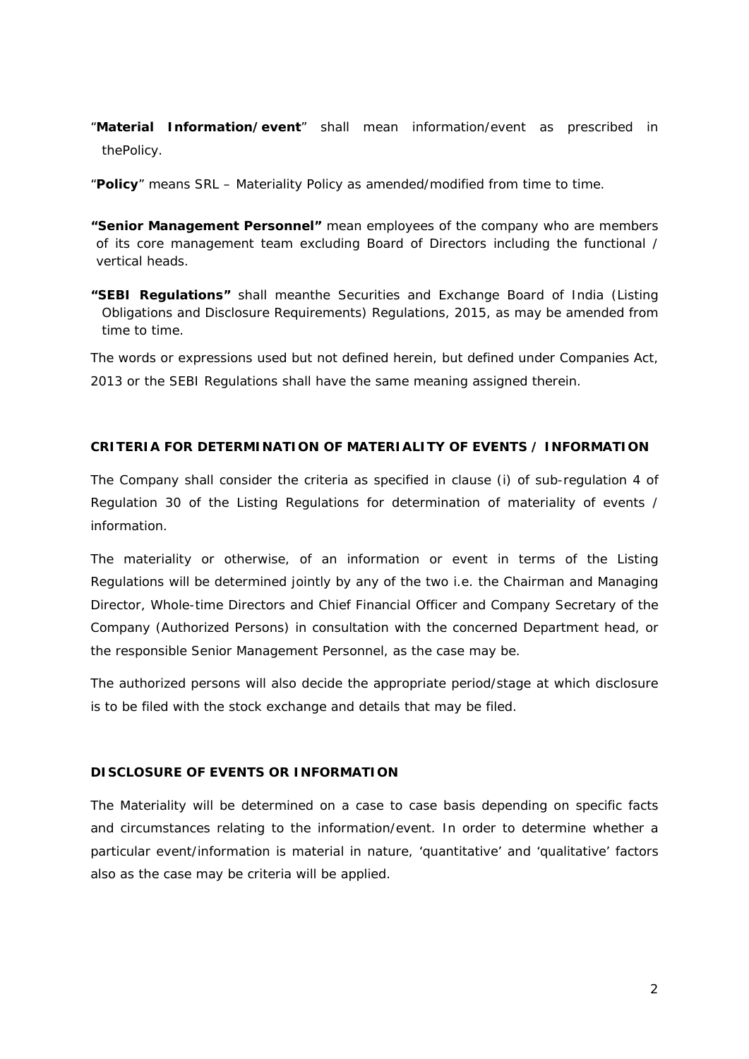"**Material Information/event**" shall mean information/event as prescribed in thePolicy.

"**Policy**" means SRL – Materiality Policy as amended/modified from time to time.

**"Senior Management Personnel"** mean employees of the company who are members of its core management team excluding Board of Directors including the functional / vertical heads.

**"SEBI Regulations"** shall meanthe Securities and Exchange Board of India (Listing Obligations and Disclosure Requirements) Regulations, 2015, as may be amended from time to time.

The words or expressions used but not defined herein, but defined under Companies Act, 2013 or the SEBI Regulations shall have the same meaning assigned therein.

**CRITERIA FOR DETERMINATION OF MATERIALITY OF EVENTS / INFORMATION**

The Company shall consider the criteria as specified in clause (i) of sub-regulation 4 of Regulation 30 of the Listing Regulations for determination of materiality of events / information.

The materiality or otherwise, of an information or event in terms of the Listing Regulations will be determined jointly by any of the two i.e. the Chairman and Managing Director, Whole-time Directors and Chief Financial Officer and Company Secretary of the Company (Authorized Persons) in consultation with the concerned Department head, or the responsible Senior Management Personnel, as the case may be.

The authorized persons will also decide the appropriate period/stage at which disclosure is to be filed with the stock exchange and details that may be filed.

**DISCLOSURE OF EVENTS OR INFORMATION**

The Materiality will be determined on a case to case basis depending on specific facts and circumstances relating to the information/event. In order to determine whether a particular event/information is material in nature, 'quantitative' and 'qualitative' factors also as the case may be criteria will be applied.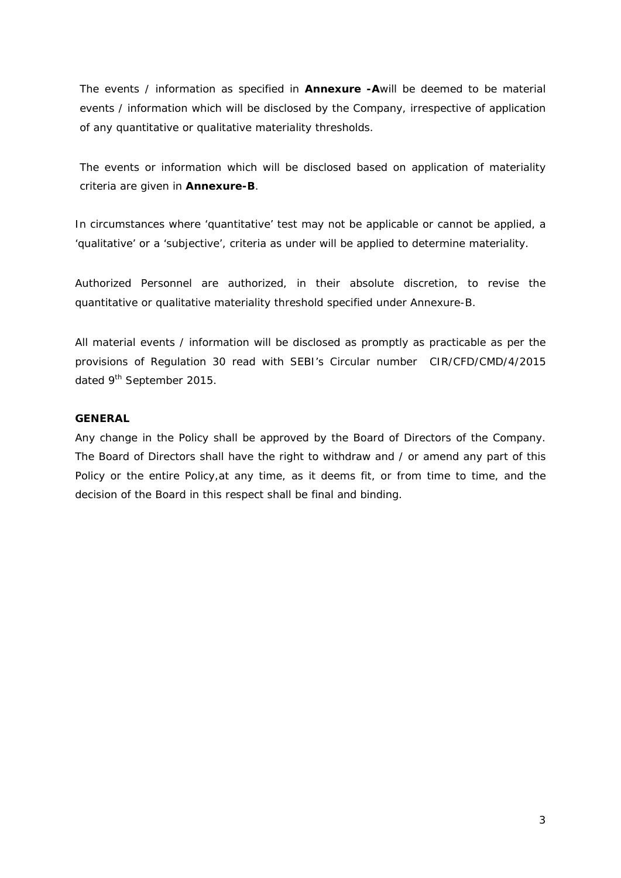The events / information as specified in **Annexure -A**will be deemed to be material events / information which will be disclosed by the Company, irrespective of application of any quantitative or qualitative materiality thresholds.

The events or information which will be disclosed based on application of materiality criteria are given in **Annexure-B**.

In circumstances where 'quantitative' test may not be applicable or cannot be applied, a 'qualitative' or a 'subjective', criteria as under will be applied to determine materiality.

Authorized Personnel are authorized, in their absolute discretion, to revise the quantitative or qualitative materiality threshold specified under Annexure-B.

All material events / information will be disclosed as promptly as practicable as per the provisions of Regulation 30 read with SEBI's Circular number CIR/CFD/CMD/4/2015 dated 9th September 2015.

**GENERAL**

Any change in the Policy shall be approved by the Board of Directors of the Company. The Board of Directors shall have the right to withdraw and / or amend any part of this Policy or the entire Policy,at any time, as it deems fit, or from time to time, and the decision of the Board in this respect shall be final and binding.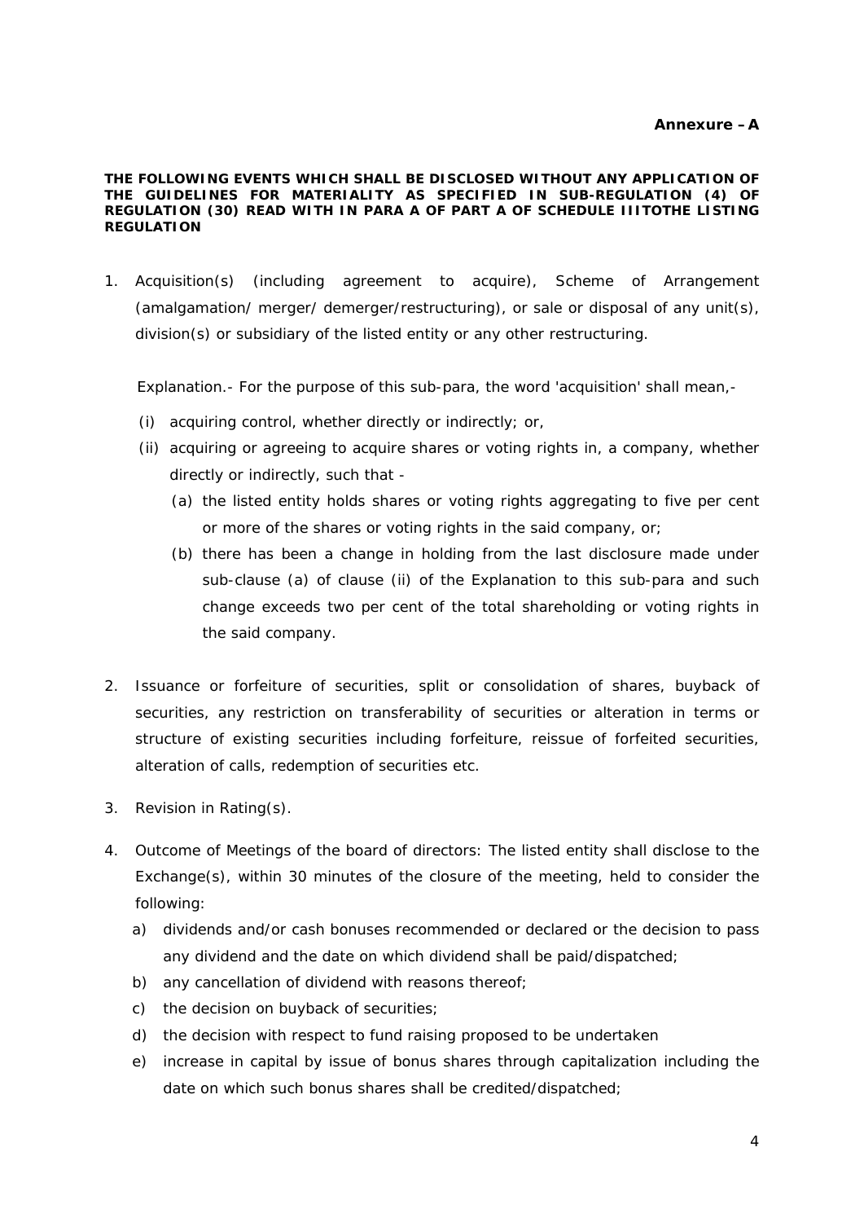**Annexure – A**

**THE FOLLOWING EVENTS WHICH SHALL BE DISCLOSED WITHOUT ANY APPLICATION OF THE GUIDELINES FOR MATERIALITY AS SPECIFIED IN SUB-REGULATION (4) OF REGULATION (30) READ WITH IN PARA A OF PART A OF SCHEDULE IIITOTHE LISTING REGULATION**

1. Acquisition(s) (including agreement to acquire), Scheme of Arrangement (amalgamation/ merger/ demerger/restructuring), or sale or disposal of any unit(s), division(s) or subsidiary of the listed entity or any other restructuring.

   Explanation.- For the purpose of this sub-para, the word 'acquisition' shall mean,-

   (i) acquiring control, whether directly or indirectly; or,

   (ii) acquiring or agreeing to acquire shares or voting rights in, a company, whether directly or indirectly, such that -

      (a) the listed entity holds shares or voting rights aggregating to five per cent or more of the shares or voting rights in the said company, or;

      (b) there has been a change in holding from the last disclosure made under sub-clause (a) of clause (ii) of the Explanation to this sub-para and such change exceeds two per cent of the total shareholding or voting rights in the said company.

2. Issuance or forfeiture of securities, split or consolidation of shares, buyback of securities, any restriction on transferability of securities or alteration in terms or structure of existing securities including forfeiture, reissue of forfeited securities, alteration of calls, redemption of securities etc.

3. Revision in Rating(s).

4. Outcome of Meetings of the board of directors: The listed entity shall disclose to the Exchange(s), within 30 minutes of the closure of the meeting, held to consider the following:

   a) dividends and/or cash bonuses recommended or declared or the decision to pass any dividend and the date on which dividend shall be paid/dispatched;
   b) any cancellation of dividend with reasons thereof;
   c) the decision on buyback of securities;
   d) the decision with respect to fund raising proposed to be undertaken
   e) increase in capital by issue of bonus shares through capitalization including the date on which such bonus shares shall be credited/dispatched;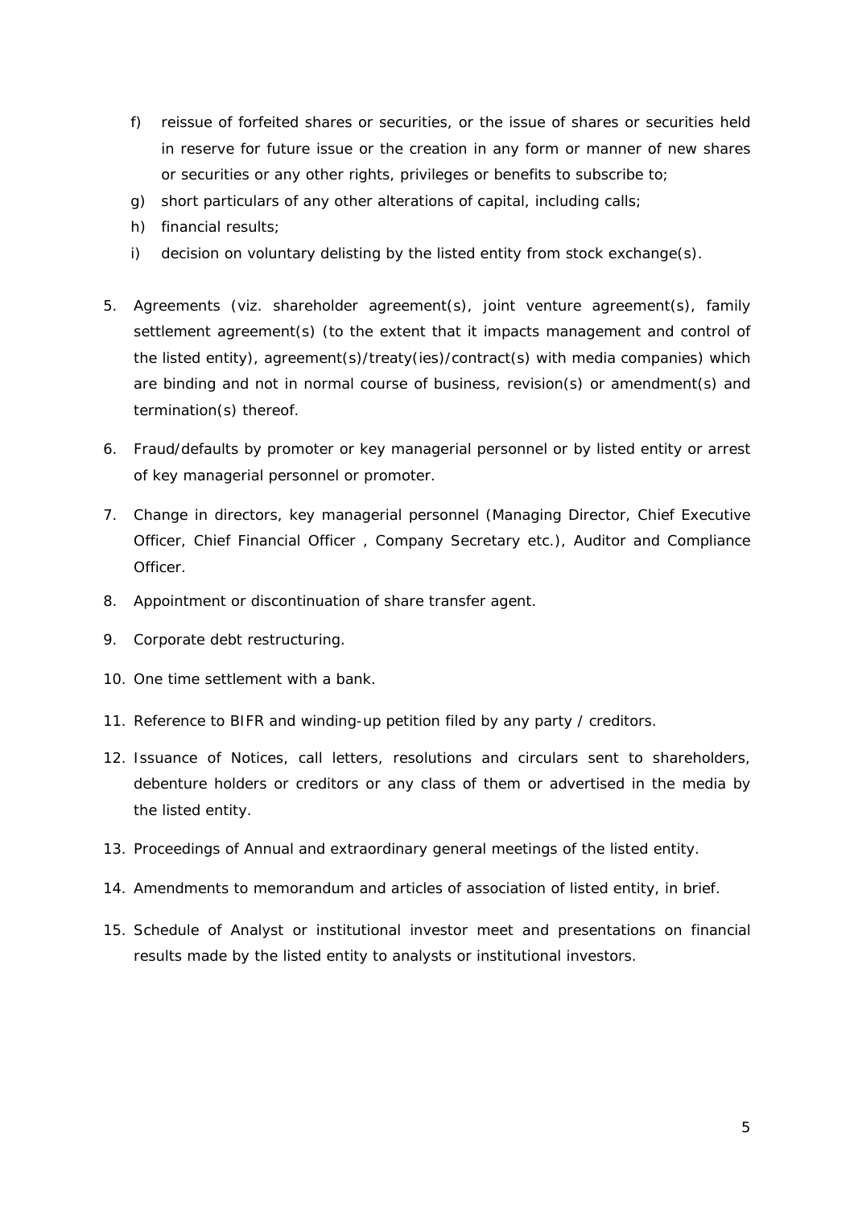f) reissue of forfeited shares or securities, or the issue of shares or securities held in reserve for future issue or the creation in any form or manner of new shares or securities or any other rights, privileges or benefits to subscribe to;

g) short particulars of any other alterations of capital, including calls;

h) financial results;

i) decision on voluntary delisting by the listed entity from stock exchange(s).

5. Agreements (viz. shareholder agreement(s), joint venture agreement(s), family settlement agreement(s) (to the extent that it impacts management and control of the listed entity), agreement(s)/treaty(ies)/contract(s) with media companies) which are binding and not in normal course of business, revision(s) or amendment(s) and termination(s) thereof.

6. Fraud/defaults by promoter or key managerial personnel or by listed entity or arrest of key managerial personnel or promoter.

7. Change in directors, key managerial personnel (Managing Director, Chief Executive Officer, Chief Financial Officer , Company Secretary etc.), Auditor and Compliance Officer.

8. Appointment or discontinuation of share transfer agent.

9. Corporate debt restructuring.

10. One time settlement with a bank.

11. Reference to BIFR and winding-up petition filed by any party / creditors.

12. Issuance of Notices, call letters, resolutions and circulars sent to shareholders, debenture holders or creditors or any class of them or advertised in the media by the listed entity.

13. Proceedings of Annual and extraordinary general meetings of the listed entity.

14. Amendments to memorandum and articles of association of listed entity, in brief.

15. Schedule of Analyst or institutional investor meet and presentations on financial results made by the listed entity to analysts or institutional investors.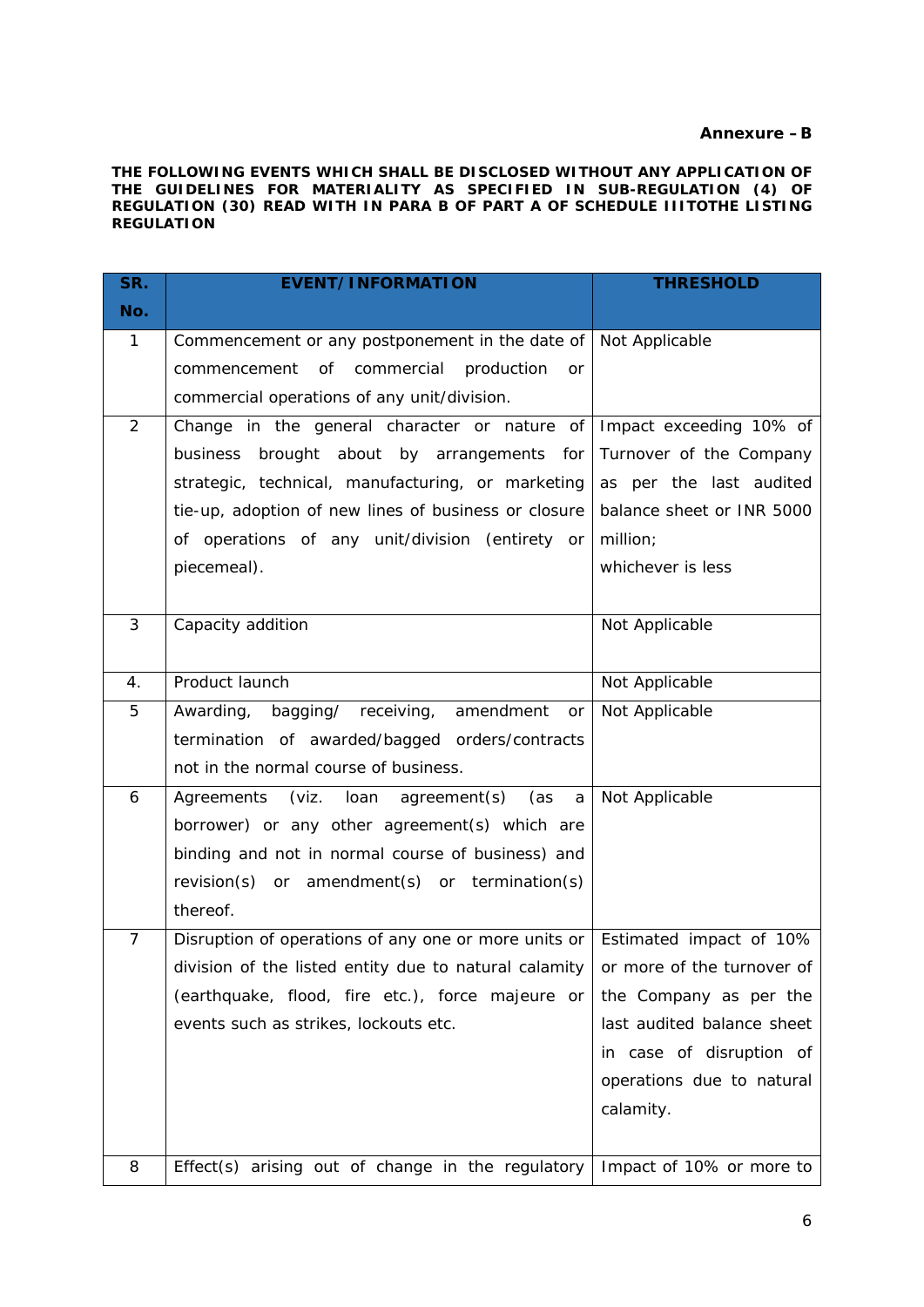**Annexure – B**

**THE FOLLOWING EVENTS WHICH SHALL BE DISCLOSED WITHOUT ANY APPLICATION OF THE GUIDELINES FOR MATERIALITY AS SPECIFIED IN SUB-REGULATION (4) OF REGULATION (30) READ WITH IN PARA B OF PART A OF SCHEDULE IIITOTHE LISTING REGULATION**

| SR. No. | EVENT/INFORMATION | THRESHOLD |
|---|---|---|
| 1 | Commencement or any postponement in the date of commencement of commercial production or commercial operations of any unit/division. | Not Applicable |
| 2 | Change in the general character or nature of business brought about by arrangements for strategic, technical, manufacturing, or marketing tie-up, adoption of new lines of business or closure of operations of any unit/division (entirety or piecemeal). | Impact exceeding 10% of Turnover of the Company as per the last audited balance sheet or INR 5000 million; whichever is less |
| 3 | Capacity addition | Not Applicable |
| 4. | Product launch | Not Applicable |
| 5 | Awarding, bagging/ receiving, amendment or termination of awarded/bagged orders/contracts not in the normal course of business. | Not Applicable |
| 6 | Agreements (viz. loan agreement(s) (as a borrower) or any other agreement(s) which are binding and not in normal course of business) and revision(s) or amendment(s) or termination(s) thereof. | Not Applicable |
| 7 | Disruption of operations of any one or more units or division of the listed entity due to natural calamity (earthquake, flood, fire etc.), force majeure or events such as strikes, lockouts etc. | Estimated impact of 10% or more of the turnover of the Company as per the last audited balance sheet in case of disruption of operations due to natural calamity. |
| 8 | Effect(s) arising out of change in the regulatory | Impact of 10% or more to |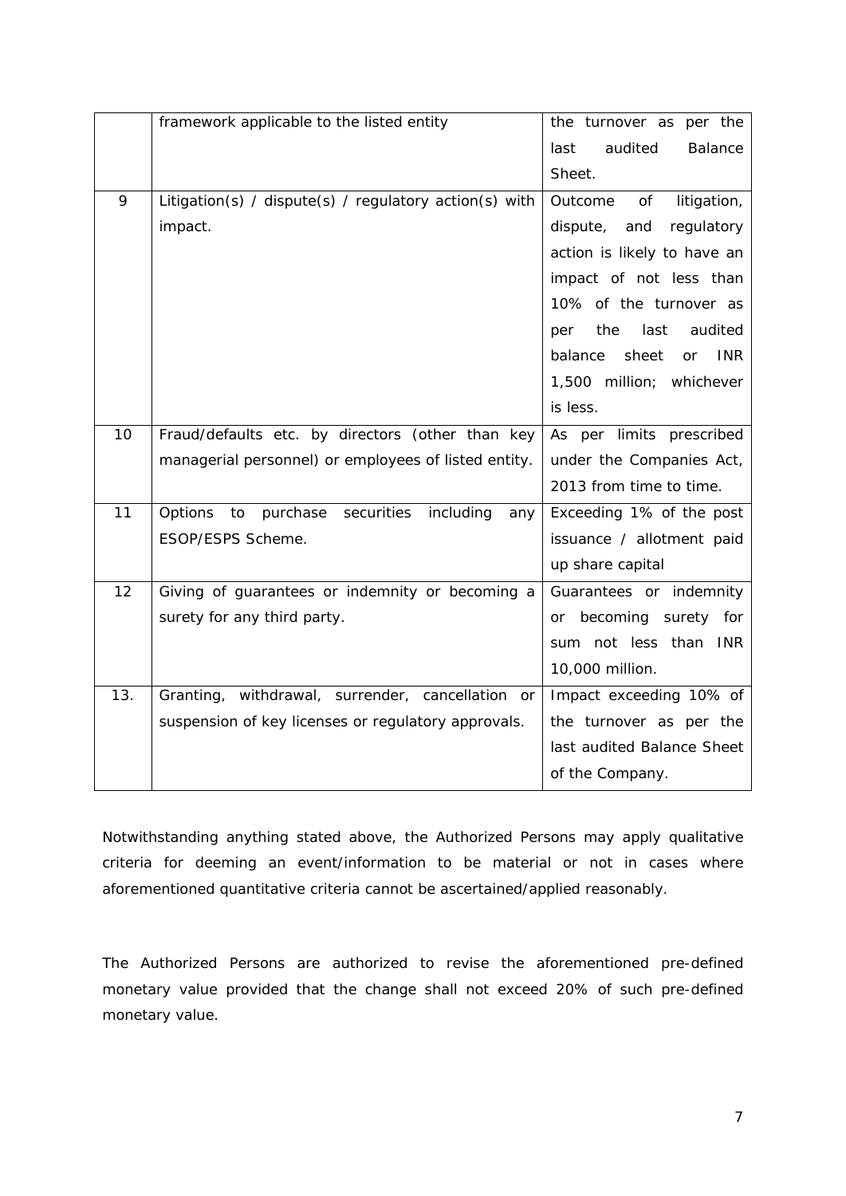| | | |
|---|---|---|
| | framework applicable to the listed entity | the turnover as per the last audited Balance Sheet. |
| 9 | Litigation(s) / dispute(s) / regulatory action(s) with impact. | Outcome of litigation, dispute, and regulatory action is likely to have an impact of not less than 10% of the turnover as per the last audited balance sheet or INR 1,500 million; whichever is less. |
| 10 | Fraud/defaults etc. by directors (other than key managerial personnel) or employees of listed entity. | As per limits prescribed under the Companies Act, 2013 from time to time. |
| 11 | Options to purchase securities including any ESOP/ESPS Scheme. | Exceeding 1% of the post issuance / allotment paid up share capital |
| 12 | Giving of guarantees or indemnity or becoming a surety for any third party. | Guarantees or indemnity or becoming surety for sum not less than INR 10,000 million. |
| 13. | Granting, withdrawal, surrender, cancellation or suspension of key licenses or regulatory approvals. | Impact exceeding 10% of the turnover as per the last audited Balance Sheet of the Company. |

Notwithstanding anything stated above, the Authorized Persons may apply qualitative criteria for deeming an event/information to be material or not in cases where aforementioned quantitative criteria cannot be ascertained/applied reasonably.

The Authorized Persons are authorized to revise the aforementioned pre-defined monetary value provided that the change shall not exceed 20% of such pre-defined monetary value.